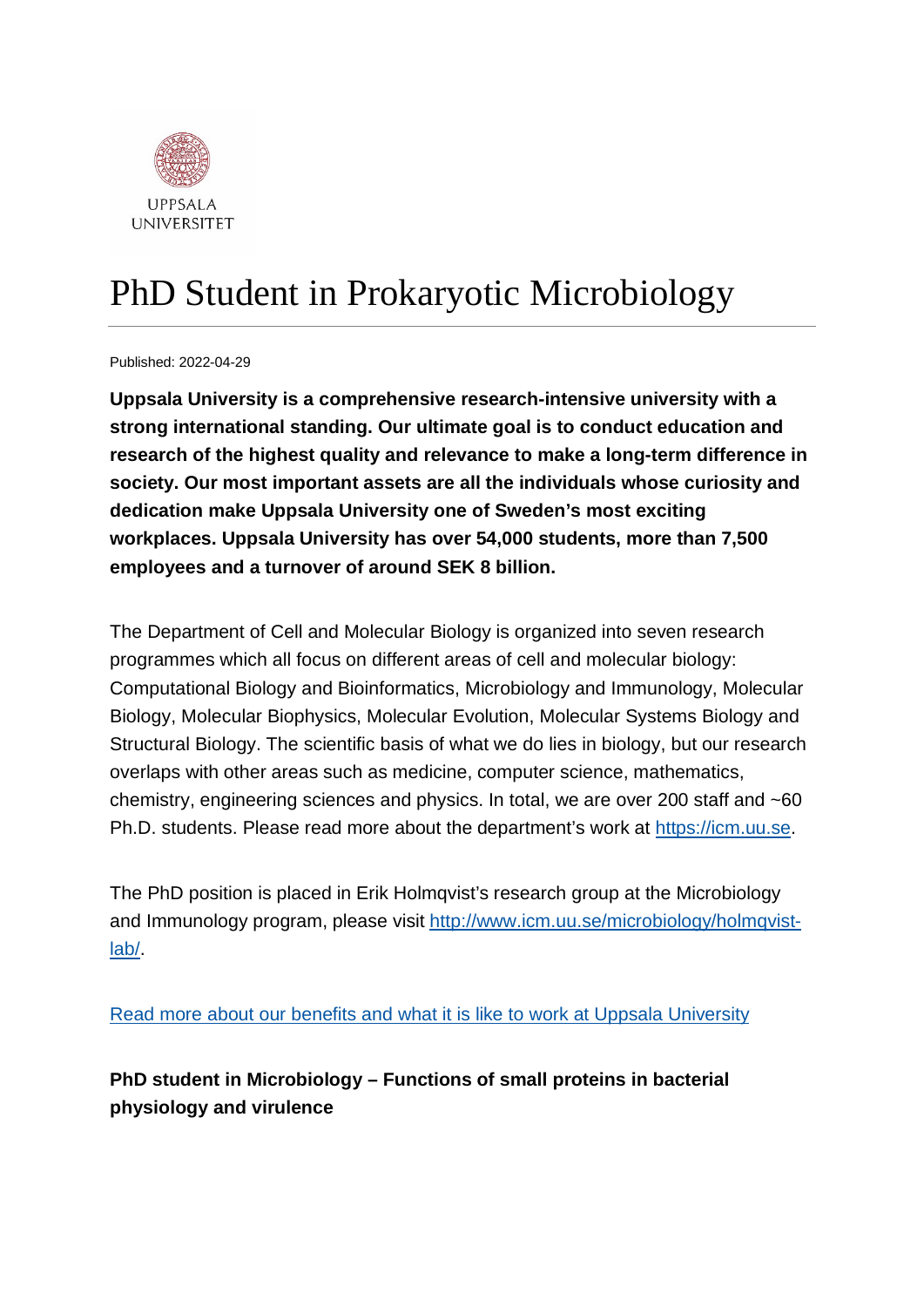UPPSALA UNIVERSITET

# PhD Student in Prokaryotic Microbiology

Published: 2022-04-29

**Uppsala University is a comprehensive research-intensive university with a strong international standing. Our ultimate goal is to conduct education and research of the highest quality and relevance to make a long-term difference in society. Our most important assets are all the individuals whose curiosity and dedication make Uppsala University one of Sweden's most exciting workplaces. Uppsala University has over 54,000 students, more than 7,500 employees and a turnover of around SEK 8 billion.**

The Department of Cell and Molecular Biology is organized into seven research programmes which all focus on different areas of cell and molecular biology: Computational Biology and Bioinformatics, Microbiology and Immunology, Molecular Biology, Molecular Biophysics, Molecular Evolution, Molecular Systems Biology and Structural Biology. The scientific basis of what we do lies in biology, but our research overlaps with other areas such as medicine, computer science, mathematics, chemistry, engineering sciences and physics. In total, we are over 200 staff and ~60 Ph.D. students. Please read more about the department's work at [https://icm.uu.se](https://icm.uu.se).

The PhD position is placed in Erik Holmqvist's research group at the Microbiology and Immunology program, please visit [http://www.icm.uu.se/microbiology/holmqvist-lab/](http://www.icm.uu.se/microbiology/holmqvist-lab/).

Read more about our benefits and what it is like to work at Uppsala University

**PhD student in Microbiology – Functions of small proteins in bacterial physiology and virulence**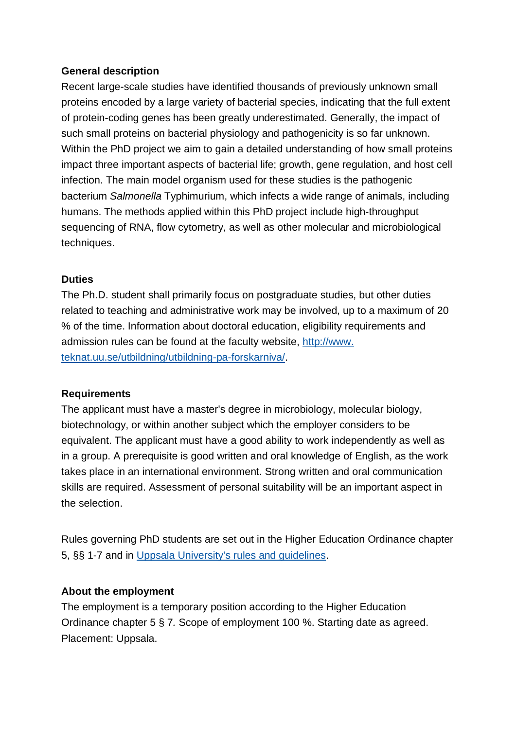**General description**

Recent large-scale studies have identified thousands of previously unknown small proteins encoded by a large variety of bacterial species, indicating that the full extent of protein-coding genes has been greatly underestimated. Generally, the impact of such small proteins on bacterial physiology and pathogenicity is so far unknown. Within the PhD project we aim to gain a detailed understanding of how small proteins impact three important aspects of bacterial life; growth, gene regulation, and host cell infection. The main model organism used for these studies is the pathogenic bacterium *Salmonella* Typhimurium, which infects a wide range of animals, including humans. The methods applied within this PhD project include high-throughput sequencing of RNA, flow cytometry, as well as other molecular and microbiological techniques.

**Duties**

The Ph.D. student shall primarily focus on postgraduate studies, but other duties related to teaching and administrative work may be involved, up to a maximum of 20 % of the time. Information about doctoral education, eligibility requirements and admission rules can be found at the faculty website, [http://www.teknat.uu.se/utbildning/utbildning-pa-forskarniva/](http://www.teknat.uu.se/utbildning/utbildning-pa-forskarniva/).

**Requirements**

The applicant must have a master's degree in microbiology, molecular biology, biotechnology, or within another subject which the employer considers to be equivalent. The applicant must have a good ability to work independently as well as in a group. A prerequisite is good written and oral knowledge of English, as the work takes place in an international environment. Strong written and oral communication skills are required. Assessment of personal suitability will be an important aspect in the selection.

Rules governing PhD students are set out in the Higher Education Ordinance chapter 5, §§ 1-7 and in Uppsala University's rules and guidelines.

**About the employment**

The employment is a temporary position according to the Higher Education Ordinance chapter 5 § 7. Scope of employment 100 %. Starting date as agreed. Placement: Uppsala.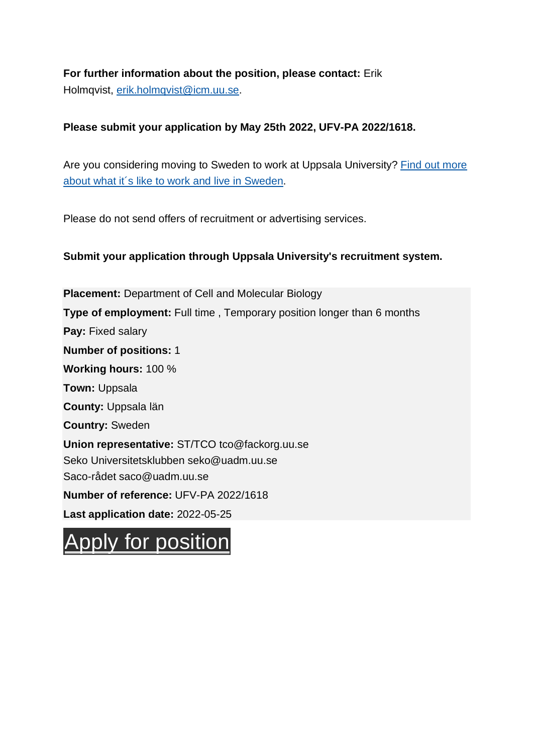**For further information about the position, please contact:** Erik Holmqvist, erik.holmqvist@icm.uu.se.

**Please submit your application by May 25th 2022, UFV-PA 2022/1618.**

Are you considering moving to Sweden to work at Uppsala University? Find out more about what it´s like to work and live in Sweden.

Please do not send offers of recruitment or advertising services.

**Submit your application through Uppsala University's recruitment system.**

**Placement:** Department of Cell and Molecular Biology

**Type of employment:** Full time , Temporary position longer than 6 months

**Pay:** Fixed salary

**Number of positions:** 1

**Working hours:** 100 %

**Town:** Uppsala

**County:** Uppsala län

**Country:** Sweden

**Union representative:** ST/TCO tco@fackorg.uu.se
Seko Universitetsklubben seko@uadm.uu.se
Saco-rådet saco@uadm.uu.se

**Number of reference:** UFV-PA 2022/1618

**Last application date:** 2022-05-25

Apply for position